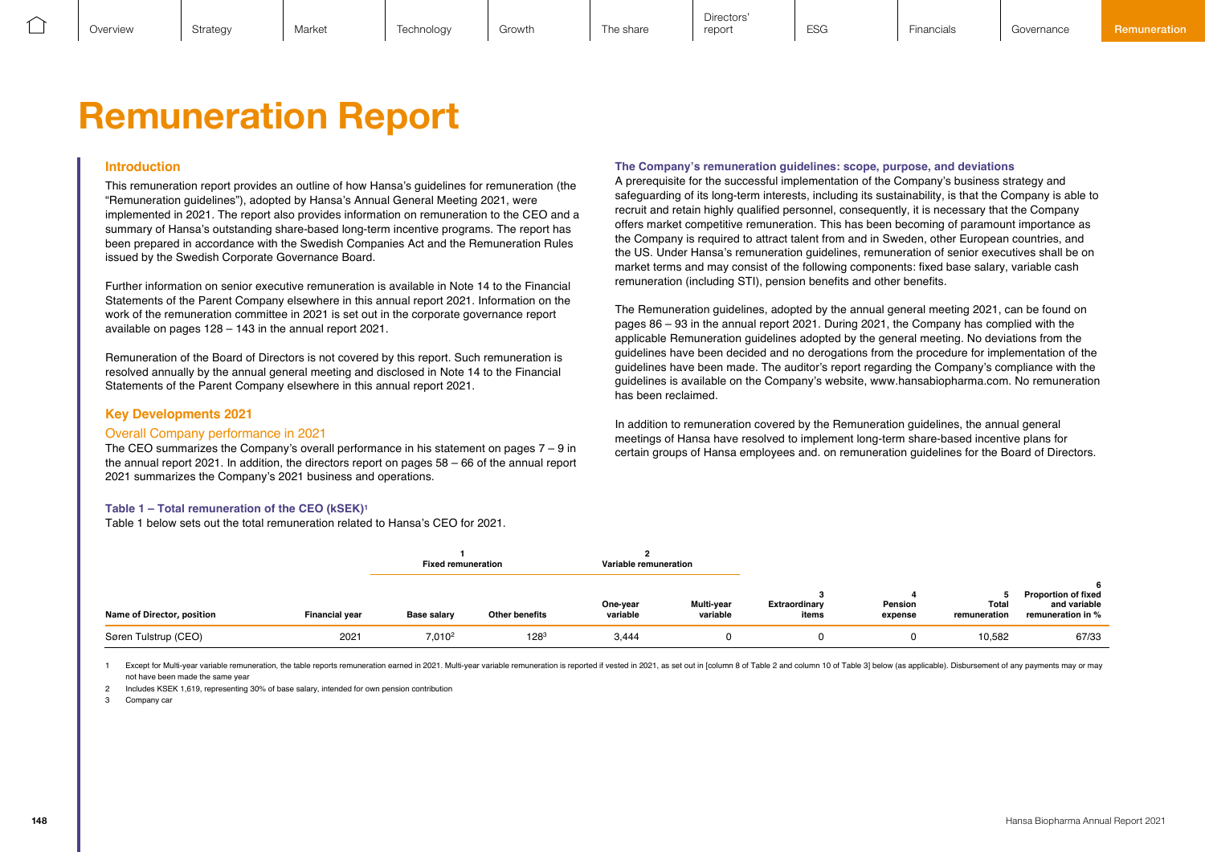# Remuneration Report

## Introduction

This remuneration report provides an outline of how Hansa's guidelines for remuneration (the "Remuneration guidelines"), adopted by Hansa's Annual General Meeting 2021, were implemented in 2021. The report also provides information on remuneration to the CEO and a summary of Hansa's outstanding share-based long-term incentive programs. The report has been prepared in accordance with the Swedish Companies Act and the Remuneration Rules issued by the Swedish Corporate Governance Board.

Further information on senior executive remuneration is available in Note 14 to the Financial Statements of the Parent Company elsewhere in this annual report 2021. Information on the work of the remuneration committee in 2021 is set out in the corporate governance report available on pages 128 – 143 in the annual report 2021.

Remuneration of the Board of Directors is not covered by this report. Such remuneration is resolved annually by the annual general meeting and disclosed in Note 14 to the Financial Statements of the Parent Company elsewhere in this annual report 2021.

## Key Developments 2021

### Overall Company performance in 2021

The CEO summarizes the Company's overall performance in his statement on pages 7 – 9 in the annual report 2021. In addition, the directors report on pages 58 – 66 of the annual report 2021 summarizes the Company's 2021 business and operations.

### The Company's remuneration guidelines: scope, purpose, and deviations

A prerequisite for the successful implementation of the Company's business strategy and safeguarding of its long-term interests, including its sustainability, is that the Company is able to recruit and retain highly qualified personnel, consequently, it is necessary that the Company offers market competitive remuneration. This has been becoming of paramount importance as the Company is required to attract talent from and in Sweden, other European countries, and the US. Under Hansa's remuneration guidelines, remuneration of senior executives shall be on market terms and may consist of the following components: fixed base salary, variable cash remuneration (including STI), pension benefits and other benefits.

The Remuneration guidelines, adopted by the annual general meeting 2021, can be found on pages 86 – 93 in the annual report 2021. During 2021, the Company has complied with the applicable Remuneration guidelines adopted by the general meeting. No deviations from the guidelines have been decided and no derogations from the procedure for implementation of the guidelines have been made. The auditor's report regarding the Company's compliance with the guidelines is available on the Company's website, www.hansabiopharma.com. No remuneration has been reclaimed.

In addition to remuneration covered by the Remuneration guidelines, the annual general meetings of Hansa have resolved to implement long-term share-based incentive plans for certain groups of Hansa employees and. on remuneration guidelines for the Board of Directors.

### Table 1 – Total remuneration of the CEO (kSEK)[1]

Table 1 below sets out the total remuneration related to Hansa's CEO for 2021.

| | | 1 Fixed remuneration | | 2 Variable remuneration | | | | | |
|---|---|---|---|---|---|---|---|---|---|
| Name of Director, position | Financial year | Base salary | Other benefits | One-year variable | Multi-year variable | 3 Extraordinary items | 4 Pension expense | 5 Total remuneration | 6 Proportion of fixed and variable remuneration in % |
| Søren Tulstrup (CEO) | 2021 | 7,010[2] | 128[3] | 3,444 | 0 | 0 | 0 | 10,582 | 67/33 |

1 Except for Multi-year variable remuneration, the table reports remuneration earned in 2021. Multi-year variable remuneration is reported if vested in 2021, as set out in [column 8 of Table 2 and column 10 of Table 3] below (as applicable). Disbursement of any payments may or may not have been made the same year

2 Includes KSEK 1,619, representing 30% of base salary, intended for own pension contribution

3 Company car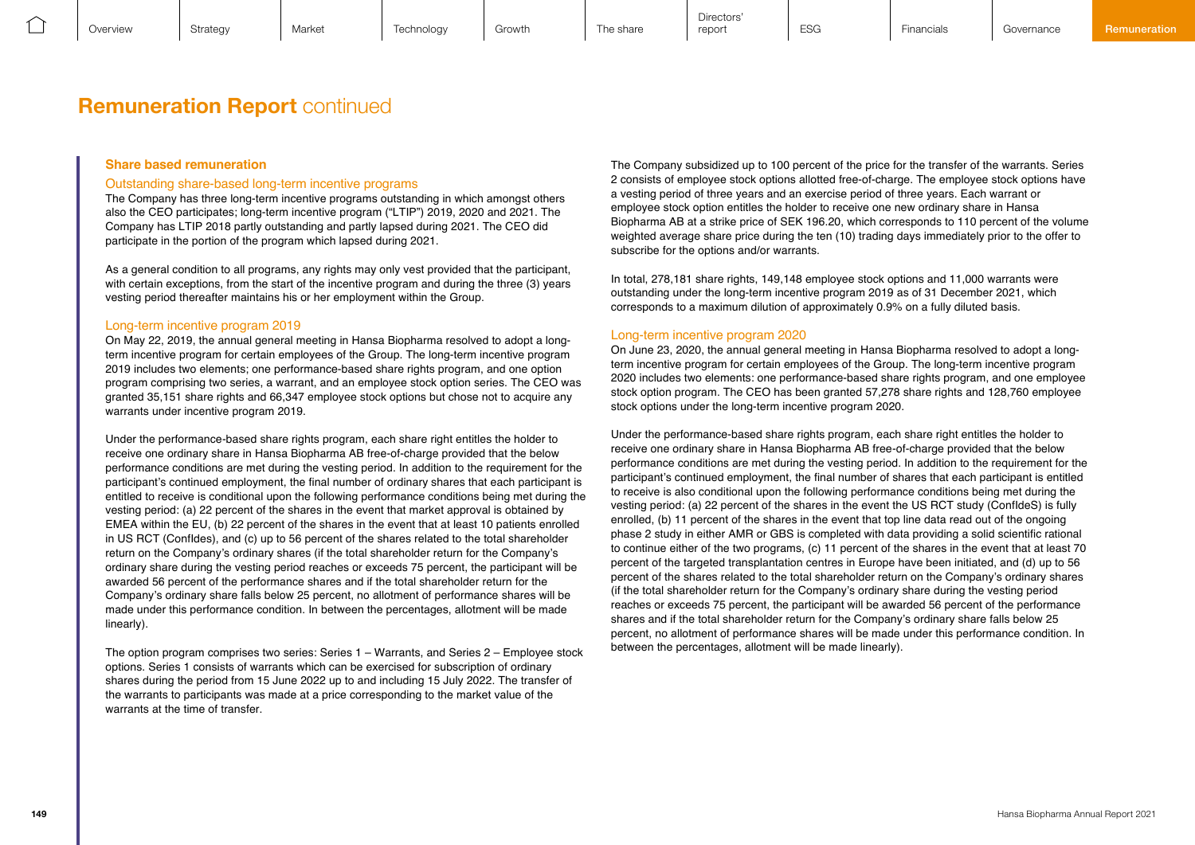# Remuneration Report continued

## Share based remuneration

### Outstanding share-based long-term incentive programs

The Company has three long-term incentive programs outstanding in which amongst others also the CEO participates; long-term incentive program ("LTIP") 2019, 2020 and 2021. The Company has LTIP 2018 partly outstanding and partly lapsed during 2021. The CEO did participate in the portion of the program which lapsed during 2021.

As a general condition to all programs, any rights may only vest provided that the participant, with certain exceptions, from the start of the incentive program and during the three (3) years vesting period thereafter maintains his or her employment within the Group.

### Long-term incentive program 2019

On May 22, 2019, the annual general meeting in Hansa Biopharma resolved to adopt a long-term incentive program for certain employees of the Group. The long-term incentive program 2019 includes two elements; one performance-based share rights program, and one option program comprising two series, a warrant, and an employee stock option series. The CEO was granted 35,151 share rights and 66,347 employee stock options but chose not to acquire any warrants under incentive program 2019.

Under the performance-based share rights program, each share right entitles the holder to receive one ordinary share in Hansa Biopharma AB free-of-charge provided that the below performance conditions are met during the vesting period. In addition to the requirement for the participant's continued employment, the final number of ordinary shares that each participant is entitled to receive is conditional upon the following performance conditions being met during the vesting period: (a) 22 percent of the shares in the event that market approval is obtained by EMEA within the EU, (b) 22 percent of the shares in the event that at least 10 patients enrolled in US RCT (ConfIdes), and (c) up to 56 percent of the shares related to the total shareholder return on the Company's ordinary shares (if the total shareholder return for the Company's ordinary share during the vesting period reaches or exceeds 75 percent, the participant will be awarded 56 percent of the performance shares and if the total shareholder return for the Company's ordinary share falls below 25 percent, no allotment of performance shares will be made under this performance condition. In between the percentages, allotment will be made linearly).

The option program comprises two series: Series 1 – Warrants, and Series 2 – Employee stock options. Series 1 consists of warrants which can be exercised for subscription of ordinary shares during the period from 15 June 2022 up to and including 15 July 2022. The transfer of the warrants to participants was made at a price corresponding to the market value of the warrants at the time of transfer.

The Company subsidized up to 100 percent of the price for the transfer of the warrants. Series 2 consists of employee stock options allotted free-of-charge. The employee stock options have a vesting period of three years and an exercise period of three years. Each warrant or employee stock option entitles the holder to receive one new ordinary share in Hansa Biopharma AB at a strike price of SEK 196.20, which corresponds to 110 percent of the volume weighted average share price during the ten (10) trading days immediately prior to the offer to subscribe for the options and/or warrants.

In total, 278,181 share rights, 149,148 employee stock options and 11,000 warrants were outstanding under the long-term incentive program 2019 as of 31 December 2021, which corresponds to a maximum dilution of approximately 0.9% on a fully diluted basis.

### Long-term incentive program 2020

On June 23, 2020, the annual general meeting in Hansa Biopharma resolved to adopt a long-term incentive program for certain employees of the Group. The long-term incentive program 2020 includes two elements: one performance-based share rights program, and one employee stock option program. The CEO has been granted 57,278 share rights and 128,760 employee stock options under the long-term incentive program 2020.

Under the performance-based share rights program, each share right entitles the holder to receive one ordinary share in Hansa Biopharma AB free-of-charge provided that the below performance conditions are met during the vesting period. In addition to the requirement for the participant's continued employment, the final number of shares that each participant is entitled to receive is also conditional upon the following performance conditions being met during the vesting period: (a) 22 percent of the shares in the event the US RCT study (ConfIdeS) is fully enrolled, (b) 11 percent of the shares in the event that top line data read out of the ongoing phase 2 study in either AMR or GBS is completed with data providing a solid scientific rational to continue either of the two programs, (c) 11 percent of the shares in the event that at least 70 percent of the targeted transplantation centres in Europe have been initiated, and (d) up to 56 percent of the shares related to the total shareholder return on the Company's ordinary shares (if the total shareholder return for the Company's ordinary share during the vesting period reaches or exceeds 75 percent, the participant will be awarded 56 percent of the performance shares and if the total shareholder return for the Company's ordinary share falls below 25 percent, no allotment of performance shares will be made under this performance condition. In between the percentages, allotment will be made linearly).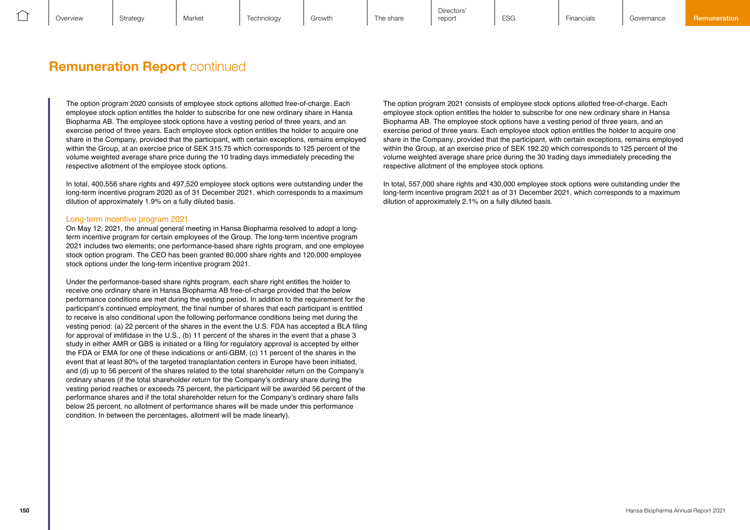## Remuneration Report continued

The option program 2020 consists of employee stock options allotted free-of-charge. Each employee stock option entitles the holder to subscribe for one new ordinary share in Hansa Biopharma AB. The employee stock options have a vesting period of three years, and an exercise period of three years. Each employee stock option entitles the holder to acquire one share in the Company, provided that the participant, with certain exceptions, remains employed within the Group, at an exercise price of SEK 315.75 which corresponds to 125 percent of the volume weighted average share price during the 10 trading days immediately preceding the respective allotment of the employee stock options.

In total, 400,556 share rights and 497,520 employee stock options were outstanding under the long-term incentive program 2020 as of 31 December 2021, which corresponds to a maximum dilution of approximately 1.9% on a fully diluted basis.

### Long-term incentive program 2021

On May 12, 2021, the annual general meeting in Hansa Biopharma resolved to adopt a long-term incentive program for certain employees of the Group. The long-term incentive program 2021 includes two elements; one performance-based share rights program, and one employee stock option program. The CEO has been granted 80,000 share rights and 120,000 employee stock options under the long-term incentive program 2021.

Under the performance-based share rights program, each share right entitles the holder to receive one ordinary share in Hansa Biopharma AB free-of-charge provided that the below performance conditions are met during the vesting period. In addition to the requirement for the participant's continued employment, the final number of shares that each participant is entitled to receive is also conditional upon the following performance conditions being met during the vesting period: (a) 22 percent of the shares in the event the U.S. FDA has accepted a BLA filing for approval of imlifidase in the U.S., (b) 11 percent of the shares in the event that a phase 3 study in either AMR or GBS is initiated or a filing for regulatory approval is accepted by either the FDA or EMA for one of these indications or anti-GBM, (c) 11 percent of the shares in the event that at least 80% of the targeted transplantation centers in Europe have been initiated, and (d) up to 56 percent of the shares related to the total shareholder return on the Company's ordinary shares (if the total shareholder return for the Company's ordinary share during the vesting period reaches or exceeds 75 percent, the participant will be awarded 56 percent of the performance shares and if the total shareholder return for the Company's ordinary share falls below 25 percent, no allotment of performance shares will be made under this performance condition. In between the percentages, allotment will be made linearly).

The option program 2021 consists of employee stock options allotted free-of-charge. Each employee stock option entitles the holder to subscribe for one new ordinary share in Hansa Biopharma AB. The employee stock options have a vesting period of three years, and an exercise period of three years. Each employee stock option entitles the holder to acquire one share in the Company, provided that the participant, with certain exceptions, remains employed within the Group, at an exercise price of SEK 192.20 which corresponds to 125 percent of the volume weighted average share price during the 30 trading days immediately preceding the respective allotment of the employee stock options.

In total, 557,000 share rights and 430,000 employee stock options were outstanding under the long-term incentive program 2021 as of 31 December 2021, which corresponds to a maximum dilution of approximately 2.1% on a fully diluted basis.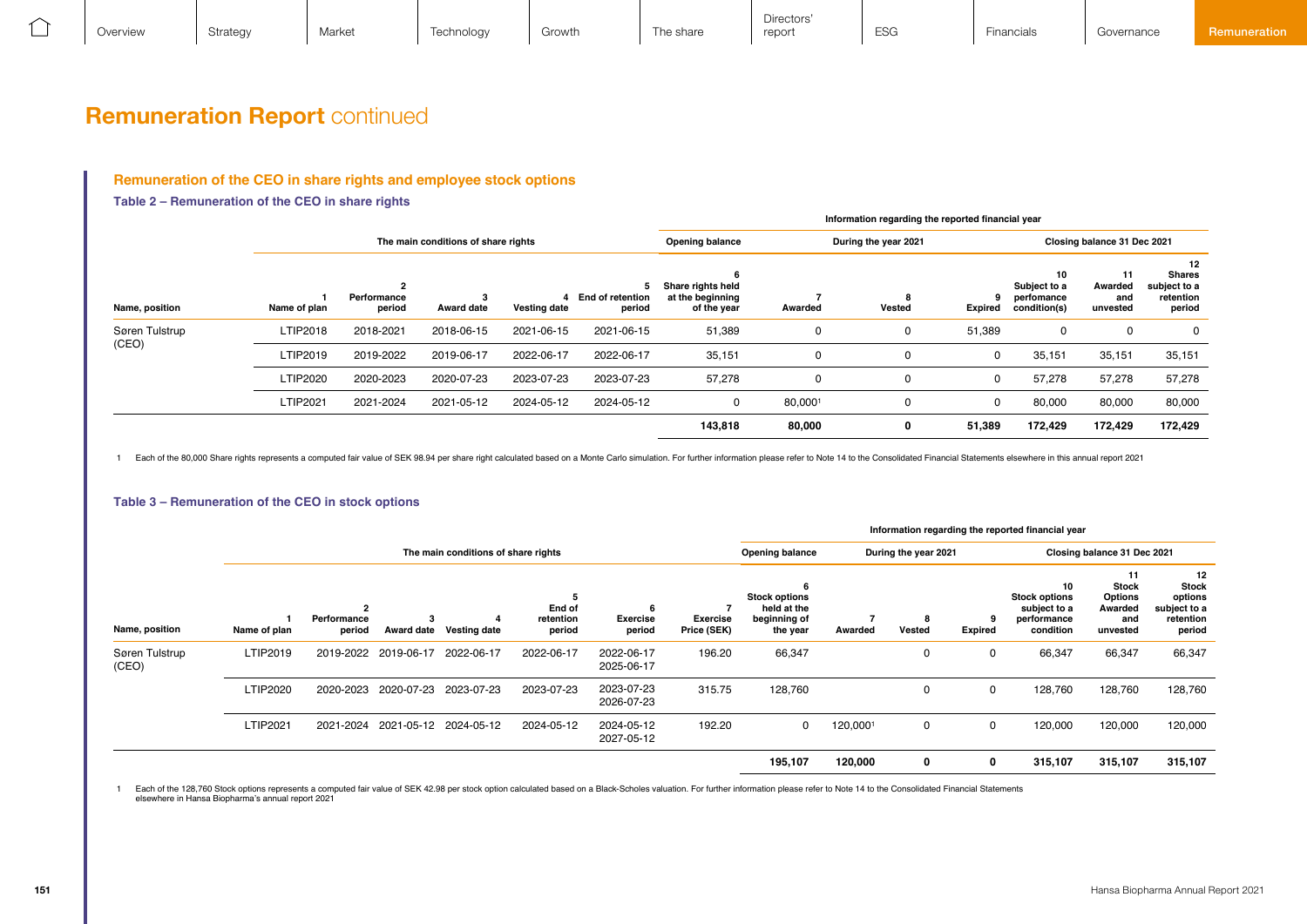# Remuneration Report continued

## Remuneration of the CEO in share rights and employee stock options

### Table 2 – Remuneration of the CEO in share rights

| | The main conditions of share rights | | | | | Information regarding the reported financial year | | | | | | |
|---|---|---|---|---|---|---|---|---|---|---|---|---|
| | | | | | | Opening balance | During the year 2021 | | | Closing balance 31 Dec 2021 | | |
| Name, position | 1 Name of plan | 2 Performance period | 3 Award date | 4 Vesting date | 5 End of retention period | 6 Share rights held at the beginning of the year | 7 Awarded | 8 Vested | 9 Expired | 10 Subject to a perfomance condition(s) | 11 Awarded and unvested | 12 Shares subject to a retention period |
| Søren Tulstrup (CEO) | LTIP2018 | 2018-2021 | 2018-06-15 | 2021-06-15 | 2021-06-15 | 51,389 | 0 | 0 | 51,389 | 0 | 0 | 0 |
| | LTIP2019 | 2019-2022 | 2019-06-17 | 2022-06-17 | 2022-06-17 | 35,151 | 0 | 0 | 0 | 35,151 | 35,151 | 35,151 |
| | LTIP2020 | 2020-2023 | 2020-07-23 | 2023-07-23 | 2023-07-23 | 57,278 | 0 | 0 | 0 | 57,278 | 57,278 | 57,278 |
| | LTIP2021 | 2021-2024 | 2021-05-12 | 2024-05-12 | 2024-05-12 | 0 | 80,000[1] | 0 | 0 | 80,000 | 80,000 | 80,000 |
| | | | | | | **143,818** | **80,000** | **0** | **51,389** | **172,429** | **172,429** | **172,429** |

1 Each of the 80,000 Share rights represents a computed fair value of SEK 98.94 per share right calculated based on a Monte Carlo simulation. For further information please refer to Note 14 to the Consolidated Financial Statements elsewhere in this annual report 2021

### Table 3 – Remuneration of the CEO in stock options

| | The main conditions of share rights | | | | | | | Information regarding the reported financial year | | | | | | |
|---|---|---|---|---|---|---|---|---|---|---|---|---|---|---|
| | | | | | | | | Opening balance | During the year 2021 | | | Closing balance 31 Dec 2021 | | |
| Name, position | 1 Name of plan | 2 Performance period | 3 Award date | 4 Vesting date | 5 End of retention period | 6 Exercise period | 7 Exercise Price (SEK) | 6 Stock options held at the beginning of the year | 7 Awarded | 8 Vested | 9 Expired | 10 Stock options subject to a performance condition | 11 Stock Options Awarded and unvested | 12 Stock options subject to a retention period |
| Søren Tulstrup (CEO) | LTIP2019 | 2019-2022 | 2019-06-17 | 2022-06-17 | 2022-06-17 | 2022-06-17 2025-06-17 | 196.20 | 66,347 | | 0 | 0 | 66,347 | 66,347 | 66,347 |
| | LTIP2020 | 2020-2023 | 2020-07-23 | 2023-07-23 | 2023-07-23 | 2023-07-23 2026-07-23 | 315.75 | 128,760 | | 0 | 0 | 128,760 | 128,760 | 128,760 |
| | LTIP2021 | 2021-2024 | 2021-05-12 | 2024-05-12 | 2024-05-12 | 2024-05-12 2027-05-12 | 192.20 | 0 | 120,000[1] | 0 | 0 | 120,000 | 120,000 | 120,000 |
| | | | | | | | | **195,107** | **120,000** | **0** | **0** | **315,107** | **315,107** | **315,107** |

1 Each of the 128,760 Stock options represents a computed fair value of SEK 42.98 per stock option calculated based on a Black-Scholes valuation. For further information please refer to Note 14 to the Consolidated Financial Statements elsewhere in Hansa Biopharma's annual report 2021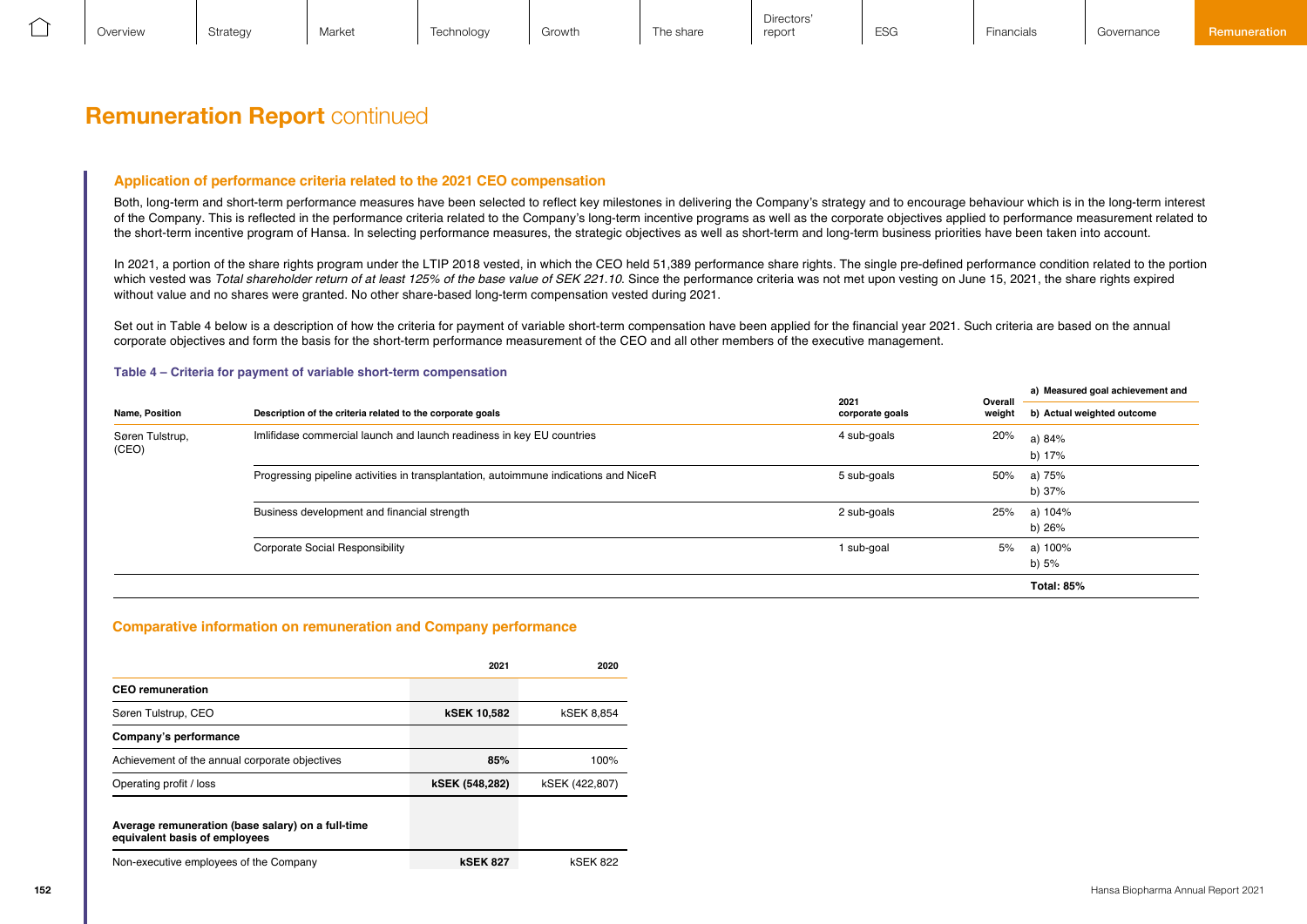# Remuneration Report continued

## Application of performance criteria related to the 2021 CEO compensation

Both, long-term and short-term performance measures have been selected to reflect key milestones in delivering the Company's strategy and to encourage behaviour which is in the long-term interest of the Company. This is reflected in the performance criteria related to the Company's long-term incentive programs as well as the corporate objectives applied to performance measurement related to the short-term incentive program of Hansa. In selecting performance measures, the strategic objectives as well as short-term and long-term business priorities have been taken into account.

In 2021, a portion of the share rights program under the LTIP 2018 vested, in which the CEO held 51,389 performance share rights. The single pre-defined performance condition related to the portion which vested was *Total shareholder return of at least 125% of the base value of SEK 221.10.* Since the performance criteria was not met upon vesting on June 15, 2021, the share rights expired without value and no shares were granted. No other share-based long-term compensation vested during 2021.

Set out in Table 4 below is a description of how the criteria for payment of variable short-term compensation have been applied for the financial year 2021. Such criteria are based on the annual corporate objectives and form the basis for the short-term performance measurement of the CEO and all other members of the executive management.

### Table 4 – Criteria for payment of variable short-term compensation

| Name, Position | Description of the criteria related to the corporate goals | 2021 corporate goals | Overall weight | a) Measured goal achievement and b) Actual weighted outcome |
|---|---|---|---|---|
| Søren Tulstrup, (CEO) | Imlifidase commercial launch and launch readiness in key EU countries | 4 sub-goals | 20% | a) 84% b) 17% |
| | Progressing pipeline activities in transplantation, autoimmune indications and NiceR | 5 sub-goals | 50% | a) 75% b) 37% |
| | Business development and financial strength | 2 sub-goals | 25% | a) 104% b) 26% |
| | Corporate Social Responsibility | 1 sub-goal | 5% | a) 100% b) 5% |
| | | | | **Total: 85%** |

## Comparative information on remuneration and Company performance

| | 2021 | 2020 |
|---|---|---|
| **CEO remuneration** | | |
| Søren Tulstrup, CEO | **kSEK 10,582** | kSEK 8,854 |
| **Company's performance** | | |
| Achievement of the annual corporate objectives | **85%** | 100% |
| Operating profit / loss | **kSEK (548,282)** | kSEK (422,807) |
| **Average remuneration (base salary) on a full-time equivalent basis of employees** | | |
| Non-executive employees of the Company | **kSEK 827** | kSEK 822 |